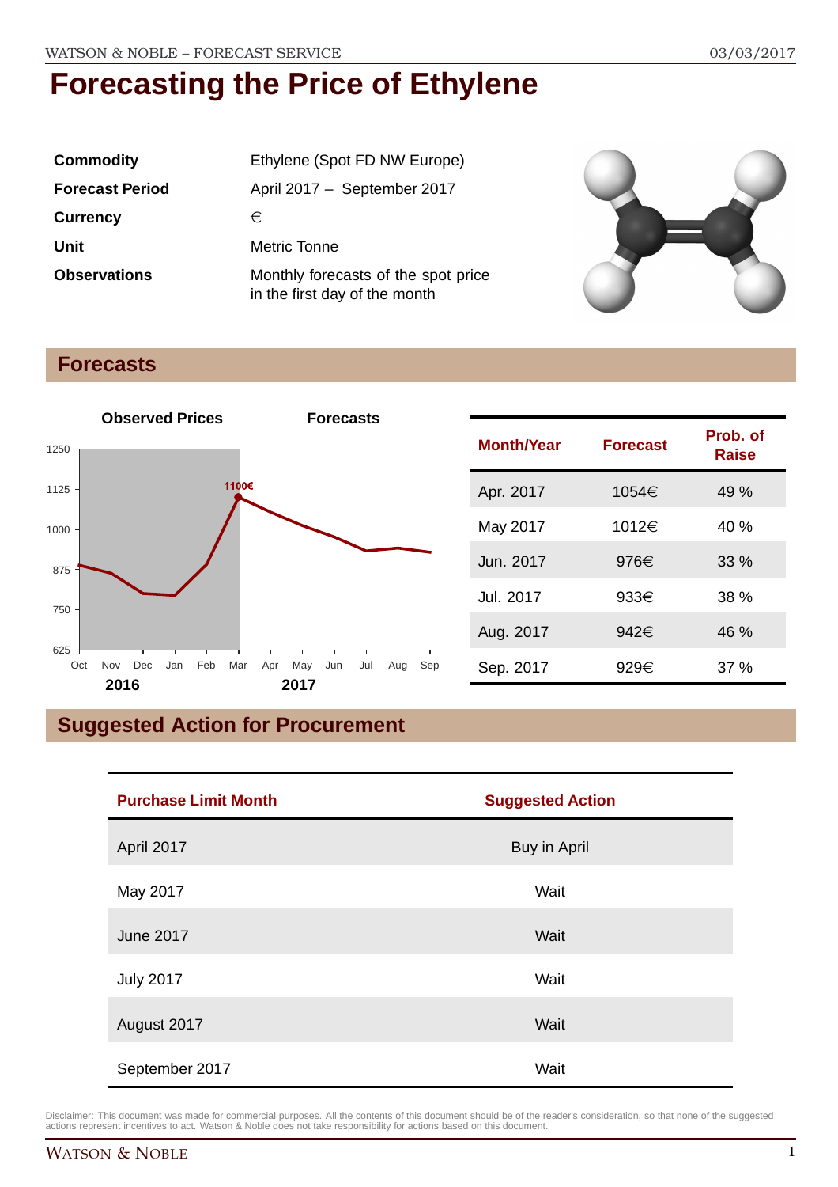# Forecasting the Price of Ethylene

| | |
|---|---|
| **Commodity** | Ethylene (Spot FD NW Europe) |
| **Forecast Period** | April 2017 – September 2017 |
| **Currency** | € |
| **Unit** | Metric Tonne |
| **Observations** | Monthly forecasts of the spot price in the first day of the month |

## Forecasts

| Month/Year | Forecast | Prob. of Raise |
|---|---|---|
| Apr. 2017 | 1054€ | 49 % |
| May 2017 | 1012€ | 40 % |
| Jun. 2017 | 976€ | 33 % |
| Jul. 2017 | 933€ | 38 % |
| Aug. 2017 | 942€ | 46 % |
| Sep. 2017 | 929€ | 37 % |

## Suggested Action for Procurement

| Purchase Limit Month | Suggested Action |
|---|---|
| April 2017 | Buy in April |
| May 2017 | Wait |
| June 2017 | Wait |
| July 2017 | Wait |
| August 2017 | Wait |
| September 2017 | Wait |

Disclaimer: This document was made for commercial purposes. All the contents of this document should be of the reader's consideration, so that none of the suggested actions represent incentives to act. Watson & Noble does not take responsibility for actions based on this document.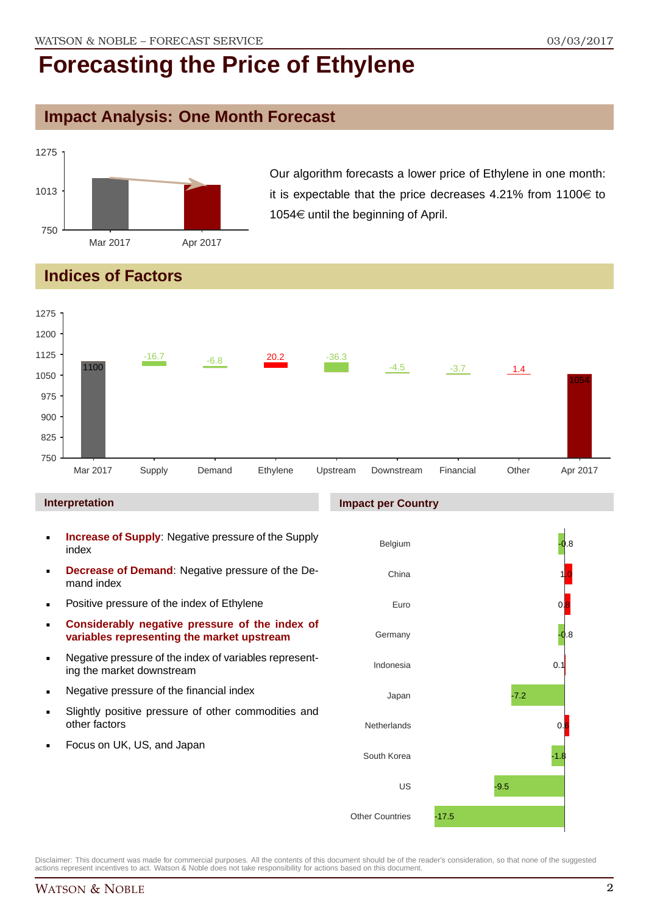# Forecasting the Price of Ethylene

## Impact Analysis: One Month Forecast

Our algorithm forecasts a lower price of Ethylene in one month: it is expectable that the price decreases 4.21% from 1100€ to 1054€ until the beginning of April.

## Indices of Factors

### Interpretation

- **Increase of Supply**: Negative pressure of the Supply index
- **Decrease of Demand**: Negative pressure of the Demand index
- Positive pressure of the index of Ethylene
- **Considerably negative pressure of the index of variables representing the market upstream**
- Negative pressure of the index of variables representing the market downstream
- Negative pressure of the financial index
- Slightly positive pressure of other commodities and other factors
- Focus on UK, US, and Japan

### Impact per Country

Disclaimer: This document was made for commercial purposes. All the contents of this document should be of the reader's consideration, so that none of the suggested actions represent incentives to act. Watson & Noble does not take responsibility for actions based on this document.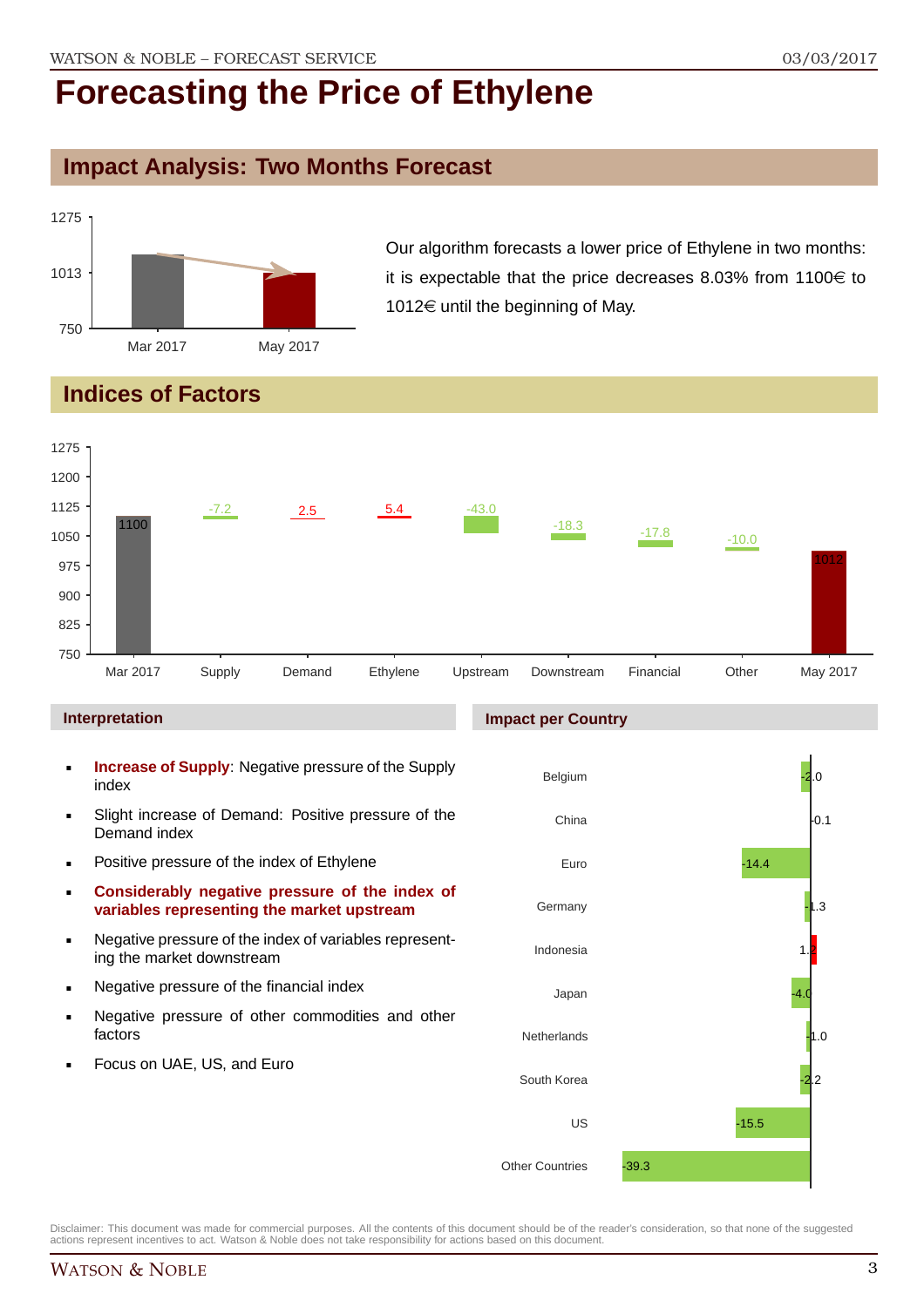# Forecasting the Price of Ethylene

## Impact Analysis: Two Months Forecast

Our algorithm forecasts a lower price of Ethylene in two months: it is expectable that the price decreases 8.03% from 1100€ to 1012€ until the beginning of May.

## Indices of Factors

| Mar 2017 | Supply | Demand | Ethylene | Upstream | Downstream | Financial | Other | May 2017 |
|---|---|---|---|---|---|---|---|---|
| 1100 | -7.2 | 2.5 | 5.4 | -43.0 | -18.3 | -17.8 | -10.0 | 1012 |

### Interpretation

- **Increase of Supply**: Negative pressure of the Supply index
- Slight increase of Demand: Positive pressure of the Demand index
- Positive pressure of the index of Ethylene
- **Considerably negative pressure of the index of variables representing the market upstream**
- Negative pressure of the index of variables representing the market downstream
- Negative pressure of the financial index
- Negative pressure of other commodities and other factors
- Focus on UAE, US, and Euro

### Impact per Country

| Country | Impact |
|---|---|
| Belgium | -2.0 |
| China | -0.1 |
| Euro | -14.4 |
| Germany | -1.3 |
| Indonesia | 1.2 |
| Japan | -4.0 |
| Netherlands | -1.0 |
| South Korea | -2.2 |
| US | -15.5 |
| Other Countries | -39.3 |

Disclaimer: This document was made for commercial purposes. All the contents of this document should be of the reader's consideration, so that none of the suggested actions represent incentives to act. Watson & Noble does not take responsibility for actions based on this document.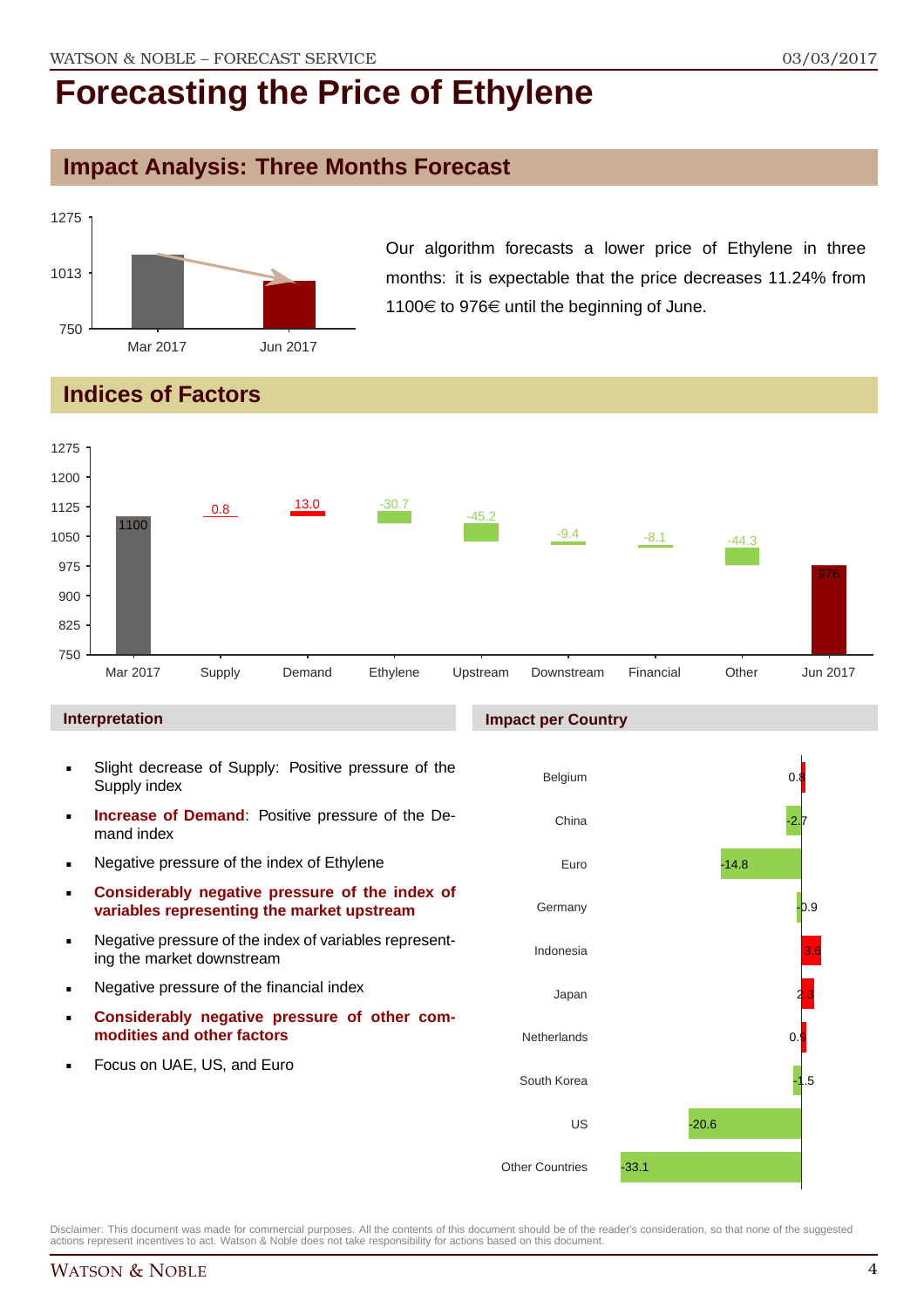# Forecasting the Price of Ethylene

## Impact Analysis: Three Months Forecast

Our algorithm forecasts a lower price of Ethylene in three months: it is expectable that the price decreases 11.24% from 1100€ to 976€ until the beginning of June.

## Indices of Factors

| Factor | Value |
|---|---|
| Mar 2017 | 1100 |
| Supply | 0.8 |
| Demand | 13.0 |
| Ethylene | -30.7 |
| Upstream | -45.2 |
| Downstream | -9.4 |
| Financial | -8.1 |
| Other | -44.3 |
| Jun 2017 | 976 |

### Interpretation

- Slight decrease of Supply: Positive pressure of the Supply index
- **Increase of Demand**: Positive pressure of the Demand index
- Negative pressure of the index of Ethylene
- **Considerably negative pressure of the index of variables representing the market upstream**
- Negative pressure of the index of variables representing the market downstream
- Negative pressure of the financial index
- **Considerably negative pressure of other commodities and other factors**
- Focus on UAE, US, and Euro

### Impact per Country

| Country | Impact |
|---|---|
| Belgium | 0.8 |
| China | -2.7 |
| Euro | -14.8 |
| Germany | -0.9 |
| Indonesia | 3.6 |
| Japan | 2.3 |
| Netherlands | 0.9 |
| South Korea | -1.5 |
| US | -20.6 |
| Other Countries | -33.1 |

Disclaimer: This document was made for commercial purposes. All the contents of this document should be of the reader's consideration, so that none of the suggested actions represent incentives to act. Watson & Noble does not take responsibility for actions based on this document.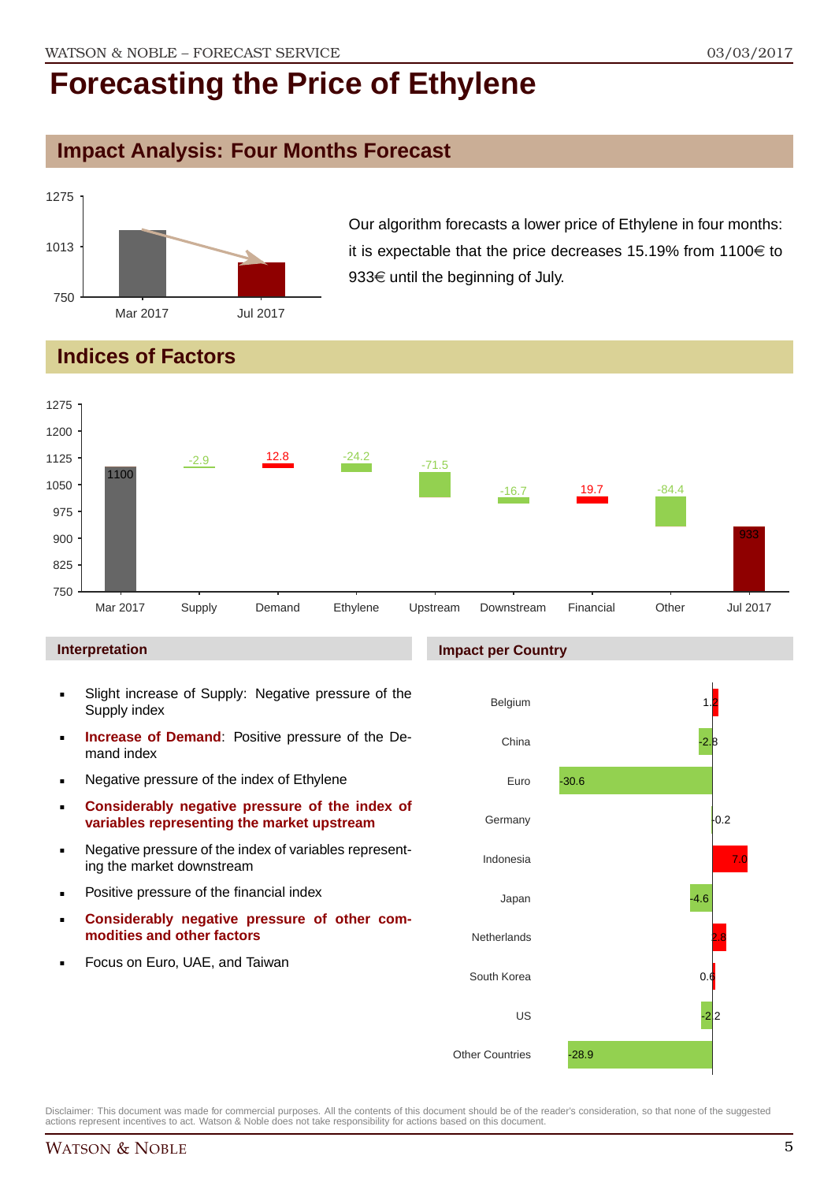# Forecasting the Price of Ethylene

## Impact Analysis: Four Months Forecast

Our algorithm forecasts a lower price of Ethylene in four months: it is expectable that the price decreases 15.19% from 1100€ to 933€ until the beginning of July.

## Indices of Factors

| Factor | Value |
|---|---|
| Mar 2017 | 1100 |
| Supply | -2.9 |
| Demand | 12.8 |
| Ethylene | -24.2 |
| Upstream | -71.5 |
| Downstream | -16.7 |
| Financial | 19.7 |
| Other | -84.4 |
| Jul 2017 | 933 |

### Interpretation

- Slight increase of Supply: Negative pressure of the Supply index
- **Increase of Demand**: Positive pressure of the Demand index
- Negative pressure of the index of Ethylene
- **Considerably negative pressure of the index of variables representing the market upstream**
- Negative pressure of the index of variables representing the market downstream
- Positive pressure of the financial index
- **Considerably negative pressure of other commodities and other factors**
- Focus on Euro, UAE, and Taiwan

### Impact per Country

| Country | Impact |
|---|---|
| Belgium | 1.2 |
| China | -2.8 |
| Euro | -30.6 |
| Germany | -0.2 |
| Indonesia | 7.0 |
| Japan | -4.6 |
| Netherlands | 2.8 |
| South Korea | 0.6 |
| US | -2.2 |
| Other Countries | -28.9 |

Disclaimer: This document was made for commercial purposes. All the contents of this document should be of the reader's consideration, so that none of the suggested actions represent incentives to act. Watson & Noble does not take responsibility for actions based on this document.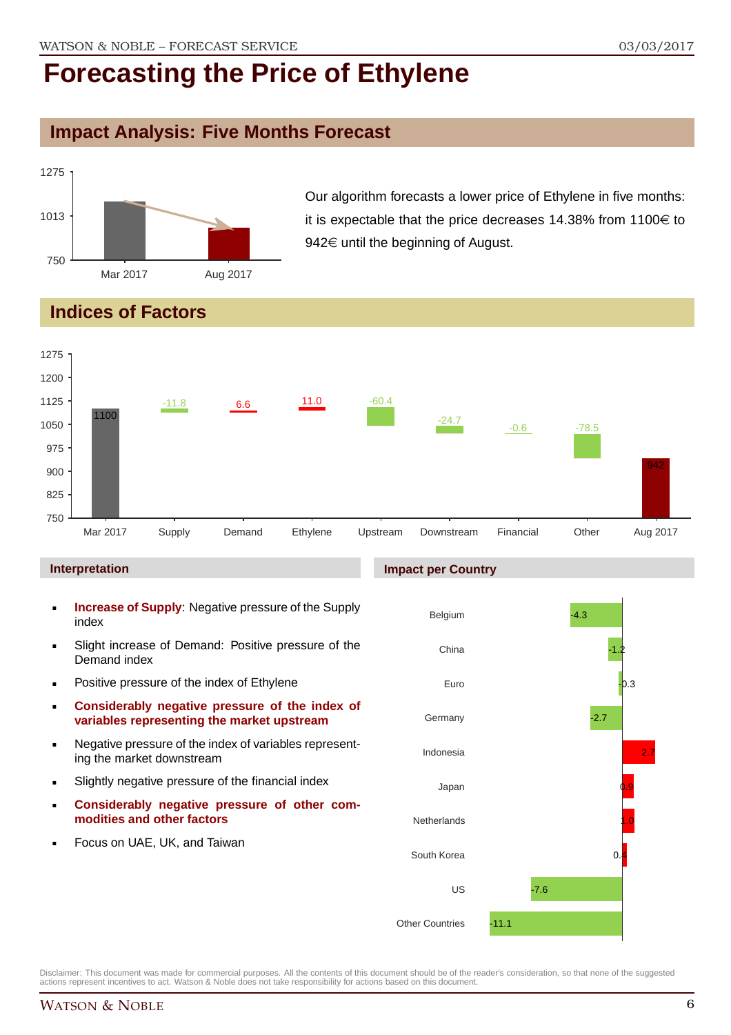# Forecasting the Price of Ethylene

## Impact Analysis: Five Months Forecast

Our algorithm forecasts a lower price of Ethylene in five months: it is expectable that the price decreases 14.38% from 1100€ to 942€ until the beginning of August.

## Indices of Factors

| Factor | Value |
| --- | --- |
| Mar 2017 | 1100 |
| Supply | -11.8 |
| Demand | 6.6 |
| Ethylene | 11.0 |
| Upstream | -60.4 |
| Downstream | -24.7 |
| Financial | -0.6 |
| Other | -78.5 |
| Aug 2017 | 942 |

### Interpretation

- **Increase of Supply**: Negative pressure of the Supply index
- Slight increase of Demand: Positive pressure of the Demand index
- Positive pressure of the index of Ethylene
- **Considerably negative pressure of the index of variables representing the market upstream**
- Negative pressure of the index of variables representing the market downstream
- Slightly negative pressure of the financial index
- **Considerably negative pressure of other commodities and other factors**
- Focus on UAE, UK, and Taiwan

### Impact per Country

| Country | Impact |
| --- | --- |
| Belgium | -4.3 |
| China | -1.2 |
| Euro | -0.3 |
| Germany | -2.7 |
| Indonesia | 2.7 |
| Japan | 0.9 |
| Netherlands | 1.0 |
| South Korea | 0.4 |
| US | -7.6 |
| Other Countries | -11.1 |

Disclaimer: This document was made for commercial purposes. All the contents of this document should be of the reader's consideration, so that none of the suggested actions represent incentives to act. Watson & Noble does not take responsibility for actions based on this document.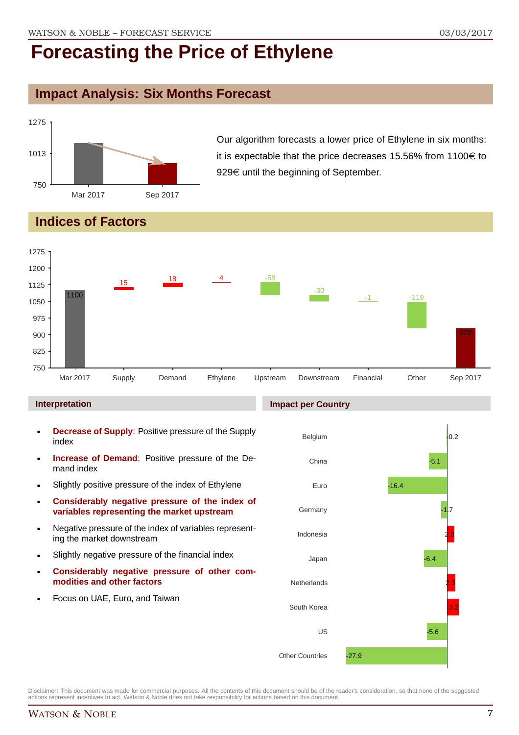# Forecasting the Price of Ethylene

## Impact Analysis: Six Months Forecast

Our algorithm forecasts a lower price of Ethylene in six months: it is expectable that the price decreases 15.56% from 1100€ to 929€ until the beginning of September.

## Indices of Factors

### Interpretation

- **Decrease of Supply**: Positive pressure of the Supply index
- **Increase of Demand**: Positive pressure of the Demand index
- Slightly positive pressure of the index of Ethylene
- **Considerably negative pressure of the index of variables representing the market upstream**
- Negative pressure of the index of variables representing the market downstream
- Slightly negative pressure of the financial index
- **Considerably negative pressure of other commodities and other factors**
- Focus on UAE, Euro, and Taiwan

### Impact per Country

| Country | Impact |
|---|---|
| Belgium | -0.2 |
| China | -5.1 |
| Euro | -16.4 |
| Germany | -1.7 |
| Indonesia | 2.0 |
| Japan | -6.4 |
| Netherlands | 2.3 |
| South Korea | 3.2 |
| US | -5.6 |
| Other Countries | -27.9 |

Disclaimer: This document was made for commercial purposes. All the contents of this document should be of the reader's consideration, so that none of the suggested actions represent incentives to act. Watson & Noble does not take responsibility for actions based on this document.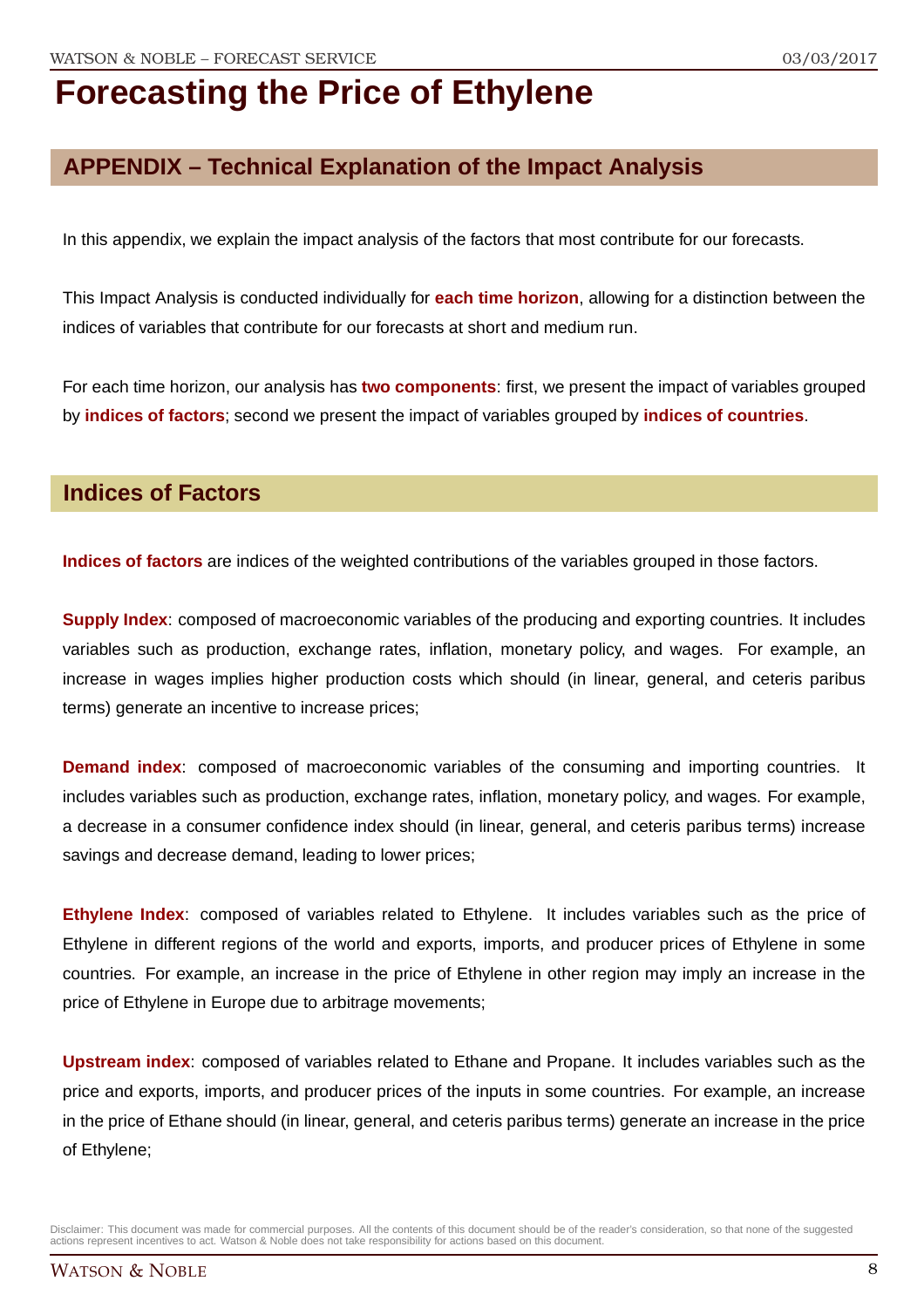# Forecasting the Price of Ethylene

## APPENDIX – Technical Explanation of the Impact Analysis

In this appendix, we explain the impact analysis of the factors that most contribute for our forecasts.

This Impact Analysis is conducted individually for **each time horizon**, allowing for a distinction between the indices of variables that contribute for our forecasts at short and medium run.

For each time horizon, our analysis has **two components**: first, we present the impact of variables grouped by **indices of factors**; second we present the impact of variables grouped by **indices of countries**.

## Indices of Factors

**Indices of factors** are indices of the weighted contributions of the variables grouped in those factors.

**Supply Index**: composed of macroeconomic variables of the producing and exporting countries. It includes variables such as production, exchange rates, inflation, monetary policy, and wages. For example, an increase in wages implies higher production costs which should (in linear, general, and ceteris paribus terms) generate an incentive to increase prices;

**Demand index**: composed of macroeconomic variables of the consuming and importing countries. It includes variables such as production, exchange rates, inflation, monetary policy, and wages. For example, a decrease in a consumer confidence index should (in linear, general, and ceteris paribus terms) increase savings and decrease demand, leading to lower prices;

**Ethylene Index**: composed of variables related to Ethylene. It includes variables such as the price of Ethylene in different regions of the world and exports, imports, and producer prices of Ethylene in some countries. For example, an increase in the price of Ethylene in other region may imply an increase in the price of Ethylene in Europe due to arbitrage movements;

**Upstream index**: composed of variables related to Ethane and Propane. It includes variables such as the price and exports, imports, and producer prices of the inputs in some countries. For example, an increase in the price of Ethane should (in linear, general, and ceteris paribus terms) generate an increase in the price of Ethylene;

Disclaimer: This document was made for commercial purposes. All the contents of this document should be of the reader's consideration, so that none of the suggested actions represent incentives to act. Watson & Noble does not take responsibility for actions based on this document.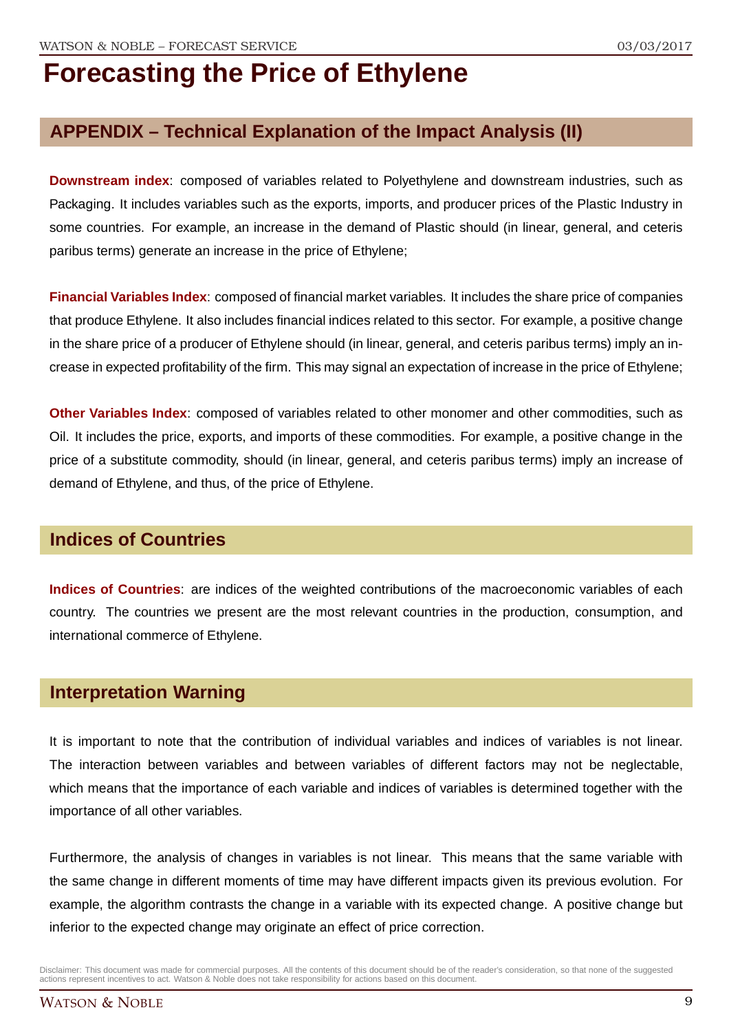# Forecasting the Price of Ethylene

## APPENDIX – Technical Explanation of the Impact Analysis (II)

**Downstream index**: composed of variables related to Polyethylene and downstream industries, such as Packaging. It includes variables such as the exports, imports, and producer prices of the Plastic Industry in some countries. For example, an increase in the demand of Plastic should (in linear, general, and ceteris paribus terms) generate an increase in the price of Ethylene;

**Financial Variables Index**: composed of financial market variables. It includes the share price of companies that produce Ethylene. It also includes financial indices related to this sector. For example, a positive change in the share price of a producer of Ethylene should (in linear, general, and ceteris paribus terms) imply an increase in expected profitability of the firm. This may signal an expectation of increase in the price of Ethylene;

**Other Variables Index**: composed of variables related to other monomer and other commodities, such as Oil. It includes the price, exports, and imports of these commodities. For example, a positive change in the price of a substitute commodity, should (in linear, general, and ceteris paribus terms) imply an increase of demand of Ethylene, and thus, of the price of Ethylene.

## Indices of Countries

**Indices of Countries**: are indices of the weighted contributions of the macroeconomic variables of each country. The countries we present are the most relevant countries in the production, consumption, and international commerce of Ethylene.

## Interpretation Warning

It is important to note that the contribution of individual variables and indices of variables is not linear. The interaction between variables and between variables of different factors may not be neglectable, which means that the importance of each variable and indices of variables is determined together with the importance of all other variables.

Furthermore, the analysis of changes in variables is not linear. This means that the same variable with the same change in different moments of time may have different impacts given its previous evolution. For example, the algorithm contrasts the change in a variable with its expected change. A positive change but inferior to the expected change may originate an effect of price correction.

Disclaimer: This document was made for commercial purposes. All the contents of this document should be of the reader's consideration, so that none of the suggested actions represent incentives to act. Watson & Noble does not take responsibility for actions based on this document.